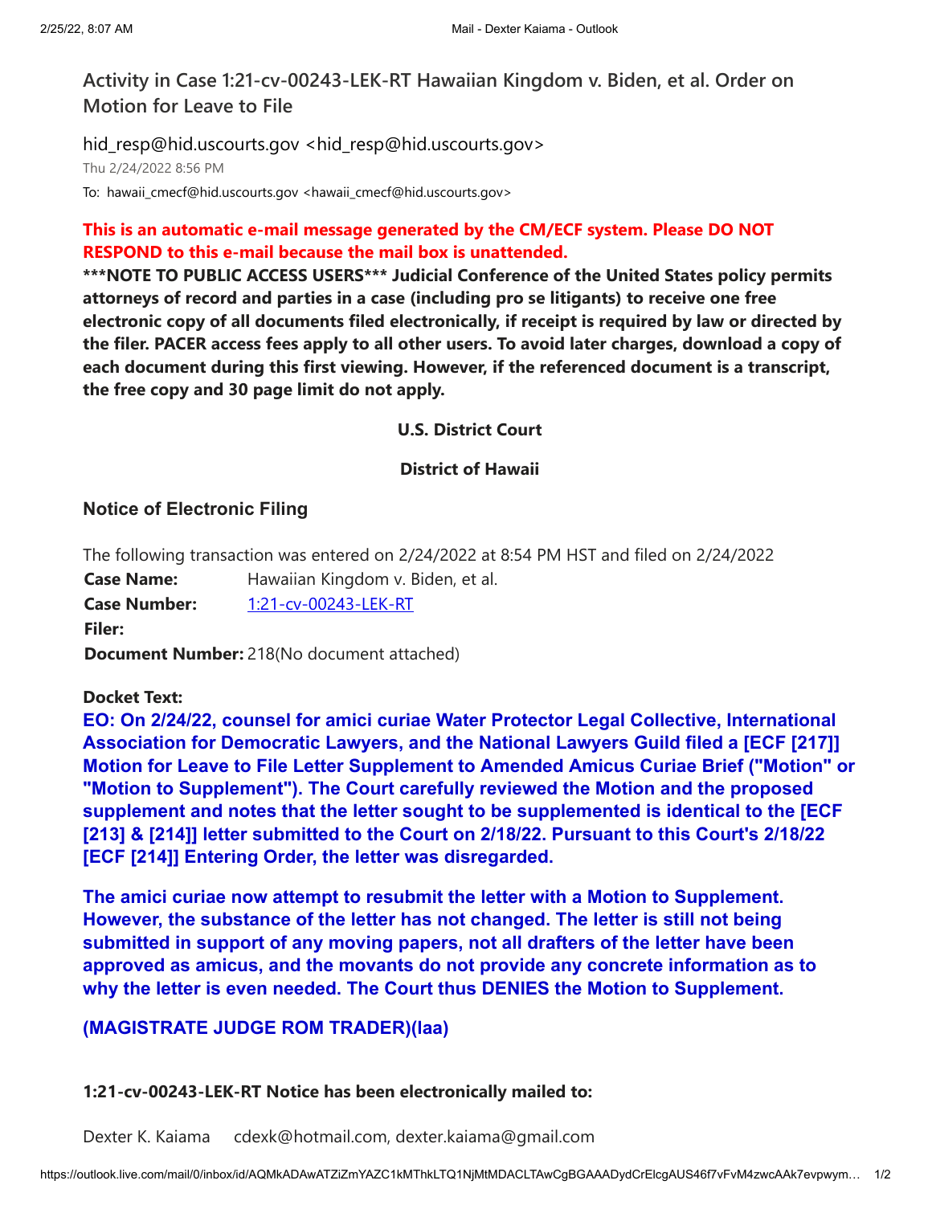## Activity in Case 1:21-cv-00243-LEK-RT Hawaiian Kingdom v. Biden, et al. Order on Motion for Leave to File

hid_resp@hid.uscourts.gov <hid_resp@hid.uscourts.gov>

Thu 2/24/2022 8:56 PM

To: hawaii_cmecf@hid.uscourts.gov <hawaii_cmecf@hid.uscourts.gov>

**This is an automatic e-mail message generated by the CM/ECF system. Please DO NOT RESPOND to this e-mail because the mail box is unattended.**

**\*\*\*NOTE TO PUBLIC ACCESS USERS\*\*\* Judicial Conference of the United States policy permits attorneys of record and parties in a case (including pro se litigants) to receive one free electronic copy of all documents filed electronically, if receipt is required by law or directed by the filer. PACER access fees apply to all other users. To avoid later charges, download a copy of each document during this first viewing. However, if the referenced document is a transcript, the free copy and 30 page limit do not apply.**

**U.S. District Court**

**District of Hawaii**

### Notice of Electronic Filing

The following transaction was entered on 2/24/2022 at 8:54 PM HST and filed on 2/24/2022

| | |
|---|---|
| **Case Name:** | Hawaiian Kingdom v. Biden, et al. |
| **Case Number:** | 1:21-cv-00243-LEK-RT |
| **Filer:** | |
| **Document Number:** | 218(No document attached) |

**Docket Text:**

**EO: On 2/24/22, counsel for amici curiae Water Protector Legal Collective, International Association for Democratic Lawyers, and the National Lawyers Guild filed a [ECF [217]] Motion for Leave to File Letter Supplement to Amended Amicus Curiae Brief ("Motion" or "Motion to Supplement"). The Court carefully reviewed the Motion and the proposed supplement and notes that the letter sought to be supplemented is identical to the [ECF [213] & [214]] letter submitted to the Court on 2/18/22. Pursuant to this Court's 2/18/22 [ECF [214]] Entering Order, the letter was disregarded.**

**The amici curiae now attempt to resubmit the letter with a Motion to Supplement. However, the substance of the letter has not changed. The letter is still not being submitted in support of any moving papers, not all drafters of the letter have been approved as amicus, and the movants do not provide any concrete information as to why the letter is even needed. The Court thus DENIES the Motion to Supplement.**

**(MAGISTRATE JUDGE ROM TRADER)(laa)**

**1:21-cv-00243-LEK-RT Notice has been electronically mailed to:**

Dexter K. Kaiama     cdexk@hotmail.com, dexter.kaiama@gmail.com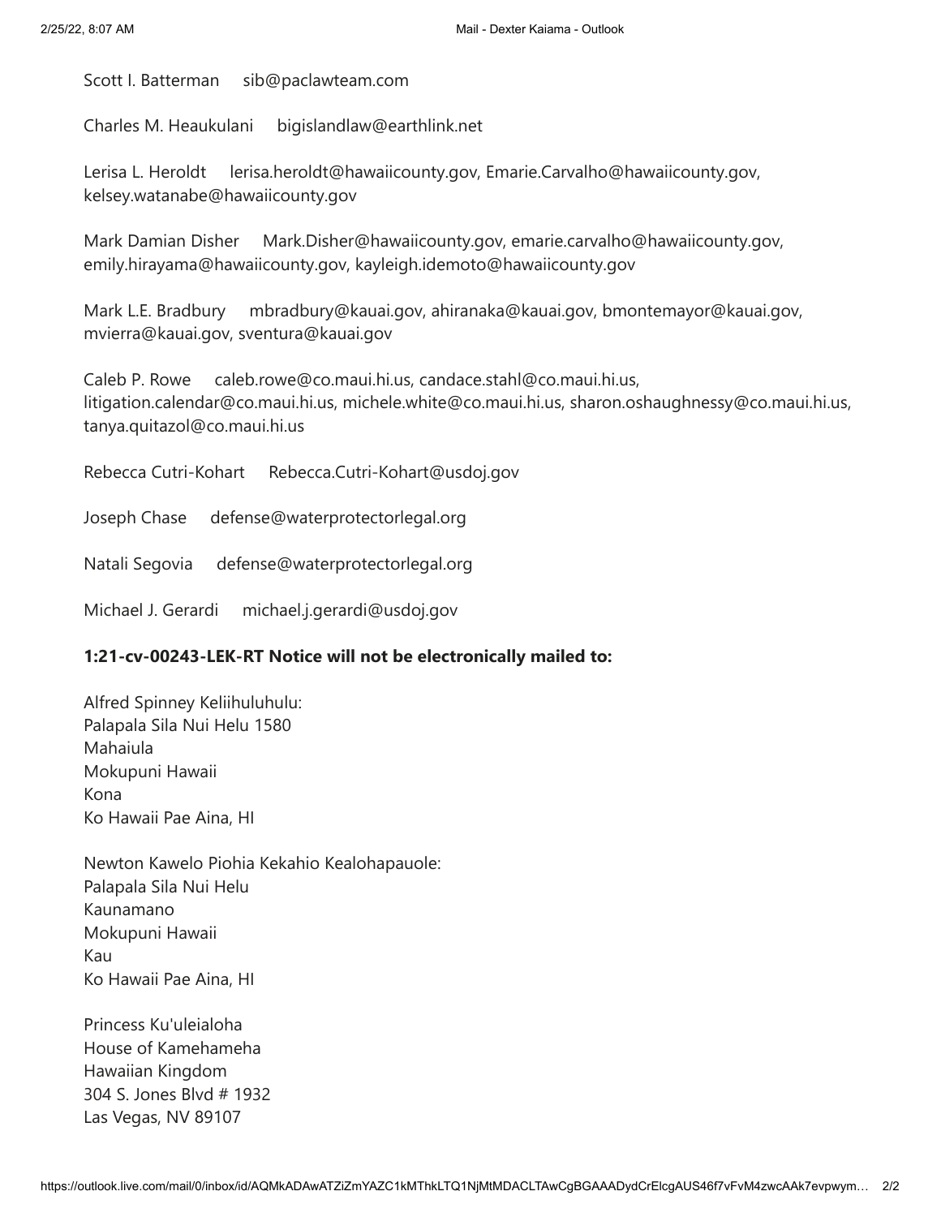Scott I. Batterman sib@paclawteam.com

Charles M. Heaukulani bigislandlaw@earthlink.net

Lerisa L. Heroldt lerisa.heroldt@hawaiicounty.gov, Emarie.Carvalho@hawaiicounty.gov, kelsey.watanabe@hawaiicounty.gov

Mark Damian Disher Mark.Disher@hawaiicounty.gov, emarie.carvalho@hawaiicounty.gov, emily.hirayama@hawaiicounty.gov, kayleigh.idemoto@hawaiicounty.gov

Mark L.E. Bradbury mbradbury@kauai.gov, ahiranaka@kauai.gov, bmontemayor@kauai.gov, mvierra@kauai.gov, sventura@kauai.gov

Caleb P. Rowe caleb.rowe@co.maui.hi.us, candace.stahl@co.maui.hi.us, litigation.calendar@co.maui.hi.us, michele.white@co.maui.hi.us, sharon.oshaughnessy@co.maui.hi.us, tanya.quitazol@co.maui.hi.us

Rebecca Cutri-Kohart Rebecca.Cutri-Kohart@usdoj.gov

Joseph Chase defense@waterprotectorlegal.org

Natali Segovia defense@waterprotectorlegal.org

Michael J. Gerardi michael.j.gerardi@usdoj.gov

**1:21-cv-00243-LEK-RT Notice will not be electronically mailed to:**

Alfred Spinney Keliihuluhulu:
Palapala Sila Nui Helu 1580
Mahaiula
Mokupuni Hawaii
Kona
Ko Hawaii Pae Aina, HI

Newton Kawelo Piohia Kekahio Kealohapauole:
Palapala Sila Nui Helu
Kaunamano
Mokupuni Hawaii
Kau
Ko Hawaii Pae Aina, HI

Princess Ku'uleialoha
House of Kamehameha
Hawaiian Kingdom
304 S. Jones Blvd # 1932
Las Vegas, NV 89107